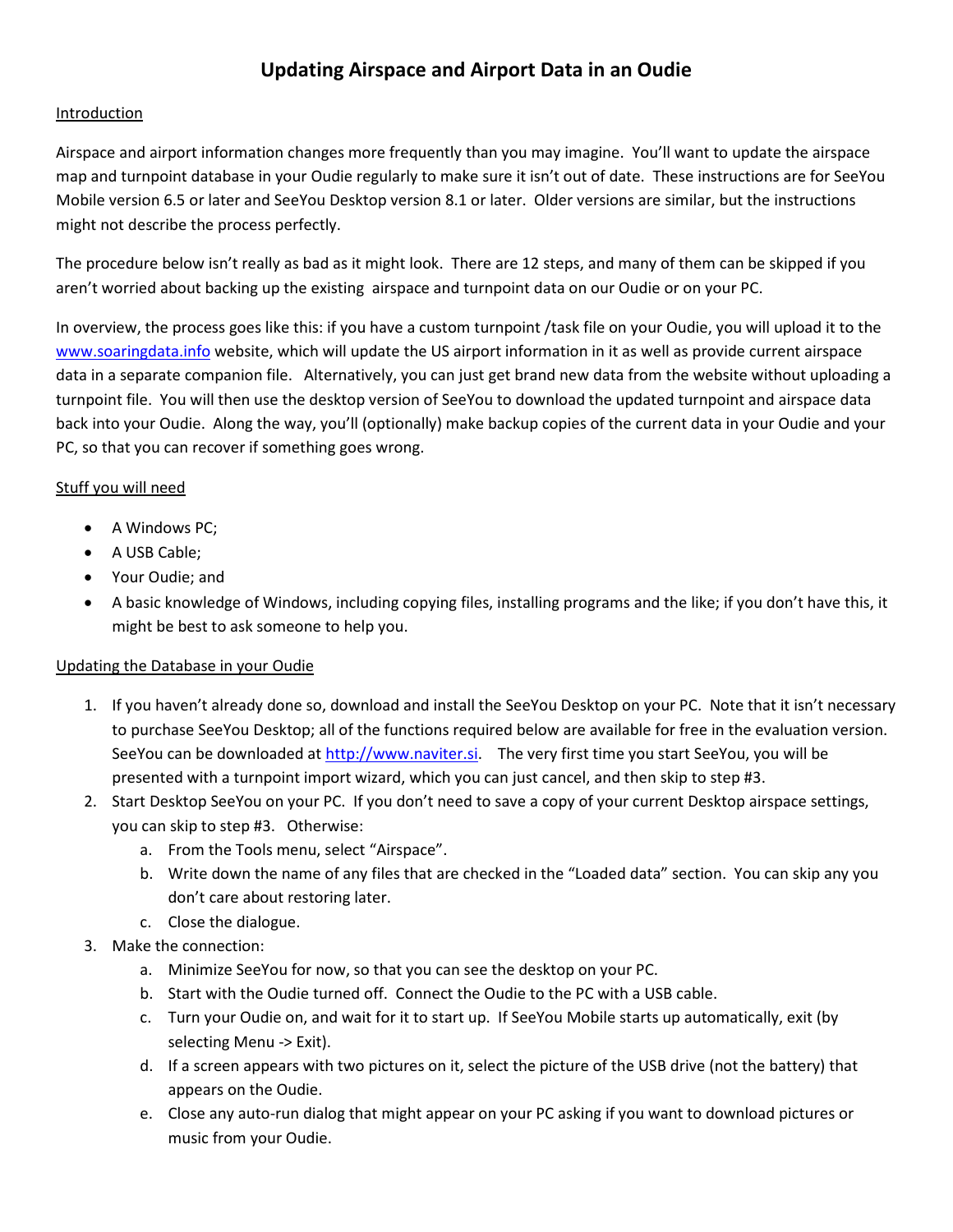# Updating Airspace and Airport Data in an Oudie

## Introduction

Airspace and airport information changes more frequently than you may imagine. You'll want to update the airspace map and turnpoint database in your Oudie regularly to make sure it isn't out of date. These instructions are for SeeYou Mobile version 6.5 or later and SeeYou Desktop version 8.1 or later. Older versions are similar, but the instructions might not describe the process perfectly.

The procedure below isn't really as bad as it might look. There are 12 steps, and many of them can be skipped if you aren't worried about backing up the existing airspace and turnpoint data on our Oudie or on your PC.

In overview, the process goes like this: if you have a custom turnpoint /task file on your Oudie, you will upload it to the [www.soaringdata.info](www.soaringdata.info) website, which will update the US airport information in it as well as provide current airspace data in a separate companion file. Alternatively, you can just get brand new data from the website without uploading a turnpoint file. You will then use the desktop version of SeeYou to download the updated turnpoint and airspace data back into your Oudie. Along the way, you'll (optionally) make backup copies of the current data in your Oudie and your PC, so that you can recover if something goes wrong.

## Stuff you will need

- A Windows PC;
- A USB Cable;
- Your Oudie; and
- A basic knowledge of Windows, including copying files, installing programs and the like; if you don't have this, it might be best to ask someone to help you.

## Updating the Database in your Oudie

1. If you haven't already done so, download and install the SeeYou Desktop on your PC. Note that it isn't necessary to purchase SeeYou Desktop; all of the functions required below are available for free in the evaluation version. SeeYou can be downloaded at [http://www.naviter.si](http://www.naviter.si). The very first time you start SeeYou, you will be presented with a turnpoint import wizard, which you can just cancel, and then skip to step #3.
2. Start Desktop SeeYou on your PC. If you don't need to save a copy of your current Desktop airspace settings, you can skip to step #3. Otherwise:
   a. From the Tools menu, select "Airspace".
   b. Write down the name of any files that are checked in the "Loaded data" section. You can skip any you don't care about restoring later.
   c. Close the dialogue.
3. Make the connection:
   a. Minimize SeeYou for now, so that you can see the desktop on your PC.
   b. Start with the Oudie turned off. Connect the Oudie to the PC with a USB cable.
   c. Turn your Oudie on, and wait for it to start up. If SeeYou Mobile starts up automatically, exit (by selecting Menu -> Exit).
   d. If a screen appears with two pictures on it, select the picture of the USB drive (not the battery) that appears on the Oudie.
   e. Close any auto-run dialog that might appear on your PC asking if you want to download pictures or music from your Oudie.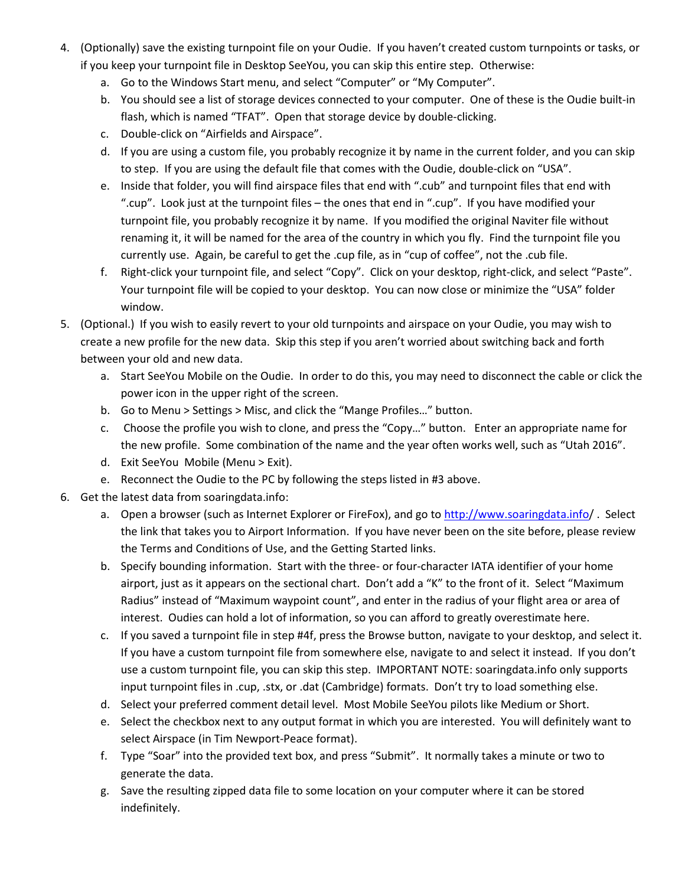4. (Optionally) save the existing turnpoint file on your Oudie. If you haven't created custom turnpoints or tasks, or if you keep your turnpoint file in Desktop SeeYou, you can skip this entire step. Otherwise:
   a. Go to the Windows Start menu, and select "Computer" or "My Computer".
   b. You should see a list of storage devices connected to your computer. One of these is the Oudie built-in flash, which is named "TFAT". Open that storage device by double-clicking.
   c. Double-click on "Airfields and Airspace".
   d. If you are using a custom file, you probably recognize it by name in the current folder, and you can skip to step. If you are using the default file that comes with the Oudie, double-click on "USA".
   e. Inside that folder, you will find airspace files that end with ".cub" and turnpoint files that end with ".cup". Look just at the turnpoint files – the ones that end in ".cup". If you have modified your turnpoint file, you probably recognize it by name. If you modified the original Naviter file without renaming it, it will be named for the area of the country in which you fly. Find the turnpoint file you currently use. Again, be careful to get the .cup file, as in "cup of coffee", not the .cub file.
   f. Right-click your turnpoint file, and select "Copy". Click on your desktop, right-click, and select "Paste". Your turnpoint file will be copied to your desktop. You can now close or minimize the "USA" folder window.
5. (Optional.) If you wish to easily revert to your old turnpoints and airspace on your Oudie, you may wish to create a new profile for the new data. Skip this step if you aren't worried about switching back and forth between your old and new data.
   a. Start SeeYou Mobile on the Oudie. In order to do this, you may need to disconnect the cable or click the power icon in the upper right of the screen.
   b. Go to Menu > Settings > Misc, and click the "Mange Profiles…" button.
   c. Choose the profile you wish to clone, and press the "Copy…" button. Enter an appropriate name for the new profile. Some combination of the name and the year often works well, such as "Utah 2016".
   d. Exit SeeYou Mobile (Menu > Exit).
   e. Reconnect the Oudie to the PC by following the steps listed in #3 above.
6. Get the latest data from soaringdata.info:
   a. Open a browser (such as Internet Explorer or FireFox), and go to http://www.soaringdata.info/ . Select the link that takes you to Airport Information. If you have never been on the site before, please review the Terms and Conditions of Use, and the Getting Started links.
   b. Specify bounding information. Start with the three- or four-character IATA identifier of your home airport, just as it appears on the sectional chart. Don't add a "K" to the front of it. Select "Maximum Radius" instead of "Maximum waypoint count", and enter in the radius of your flight area or area of interest. Oudies can hold a lot of information, so you can afford to greatly overestimate here.
   c. If you saved a turnpoint file in step #4f, press the Browse button, navigate to your desktop, and select it. If you have a custom turnpoint file from somewhere else, navigate to and select it instead. If you don't use a custom turnpoint file, you can skip this step. IMPORTANT NOTE: soaringdata.info only supports input turnpoint files in .cup, .stx, or .dat (Cambridge) formats. Don't try to load something else.
   d. Select your preferred comment detail level. Most Mobile SeeYou pilots like Medium or Short.
   e. Select the checkbox next to any output format in which you are interested. You will definitely want to select Airspace (in Tim Newport-Peace format).
   f. Type "Soar" into the provided text box, and press "Submit". It normally takes a minute or two to generate the data.
   g. Save the resulting zipped data file to some location on your computer where it can be stored indefinitely.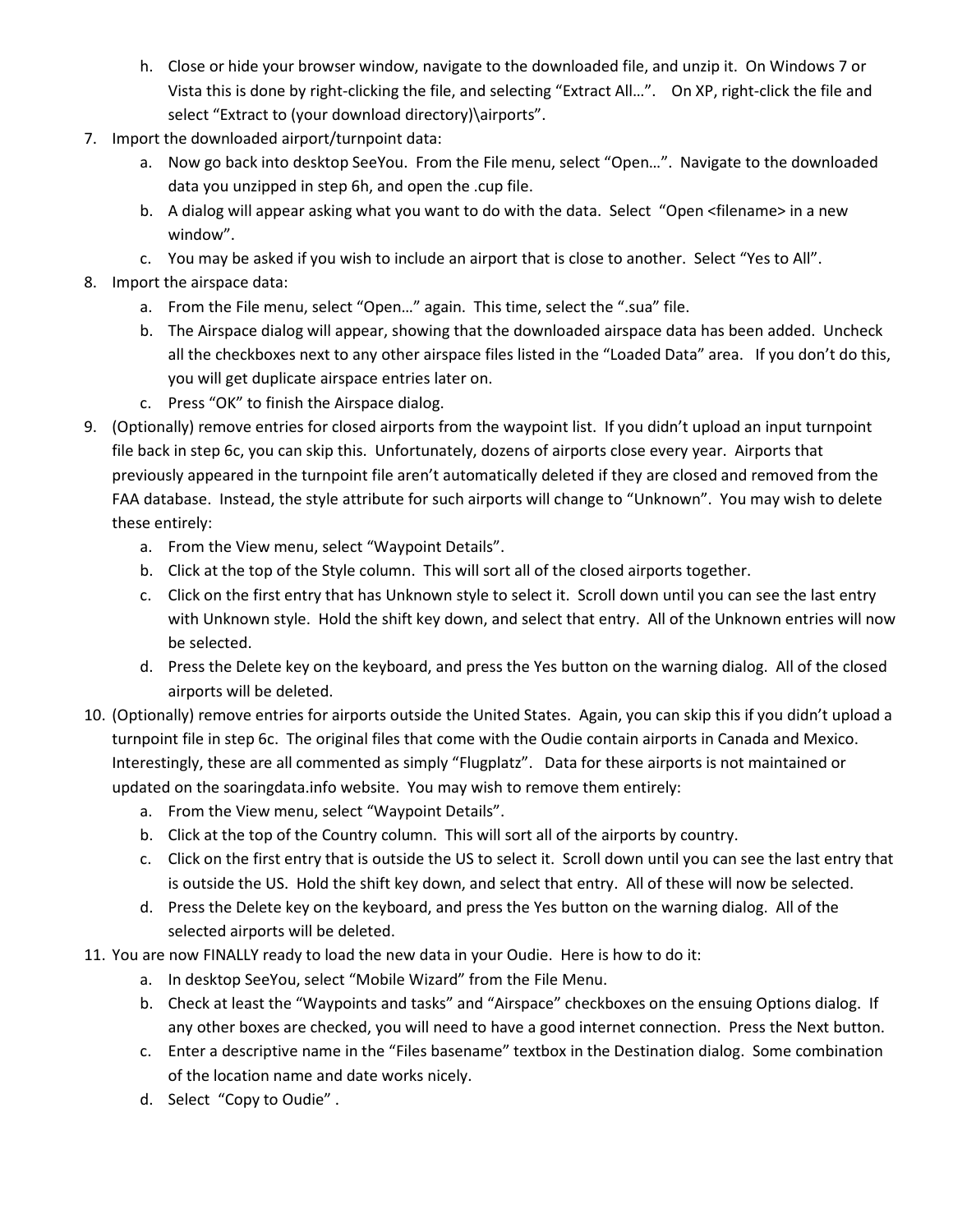h. Close or hide your browser window, navigate to the downloaded file, and unzip it. On Windows 7 or Vista this is done by right-clicking the file, and selecting "Extract All…". On XP, right-click the file and select "Extract to (your download directory)\airports".

7. Import the downloaded airport/turnpoint data:
   a. Now go back into desktop SeeYou. From the File menu, select "Open…". Navigate to the downloaded data you unzipped in step 6h, and open the .cup file.
   b. A dialog will appear asking what you want to do with the data. Select "Open <filename> in a new window".
   c. You may be asked if you wish to include an airport that is close to another. Select "Yes to All".

8. Import the airspace data:
   a. From the File menu, select "Open…" again. This time, select the ".sua" file.
   b. The Airspace dialog will appear, showing that the downloaded airspace data has been added. Uncheck all the checkboxes next to any other airspace files listed in the "Loaded Data" area. If you don't do this, you will get duplicate airspace entries later on.
   c. Press "OK" to finish the Airspace dialog.

9. (Optionally) remove entries for closed airports from the waypoint list. If you didn't upload an input turnpoint file back in step 6c, you can skip this. Unfortunately, dozens of airports close every year. Airports that previously appeared in the turnpoint file aren't automatically deleted if they are closed and removed from the FAA database. Instead, the style attribute for such airports will change to "Unknown". You may wish to delete these entirely:
   a. From the View menu, select "Waypoint Details".
   b. Click at the top of the Style column. This will sort all of the closed airports together.
   c. Click on the first entry that has Unknown style to select it. Scroll down until you can see the last entry with Unknown style. Hold the shift key down, and select that entry. All of the Unknown entries will now be selected.
   d. Press the Delete key on the keyboard, and press the Yes button on the warning dialog. All of the closed airports will be deleted.

10. (Optionally) remove entries for airports outside the United States. Again, you can skip this if you didn't upload a turnpoint file in step 6c. The original files that come with the Oudie contain airports in Canada and Mexico. Interestingly, these are all commented as simply "Flugplatz". Data for these airports is not maintained or updated on the soaringdata.info website. You may wish to remove them entirely:
    a. From the View menu, select "Waypoint Details".
    b. Click at the top of the Country column. This will sort all of the airports by country.
    c. Click on the first entry that is outside the US to select it. Scroll down until you can see the last entry that is outside the US. Hold the shift key down, and select that entry. All of these will now be selected.
    d. Press the Delete key on the keyboard, and press the Yes button on the warning dialog. All of the selected airports will be deleted.

11. You are now FINALLY ready to load the new data in your Oudie. Here is how to do it:
    a. In desktop SeeYou, select "Mobile Wizard" from the File Menu.
    b. Check at least the "Waypoints and tasks" and "Airspace" checkboxes on the ensuing Options dialog. If any other boxes are checked, you will need to have a good internet connection. Press the Next button.
    c. Enter a descriptive name in the "Files basename" textbox in the Destination dialog. Some combination of the location name and date works nicely.
    d. Select "Copy to Oudie" .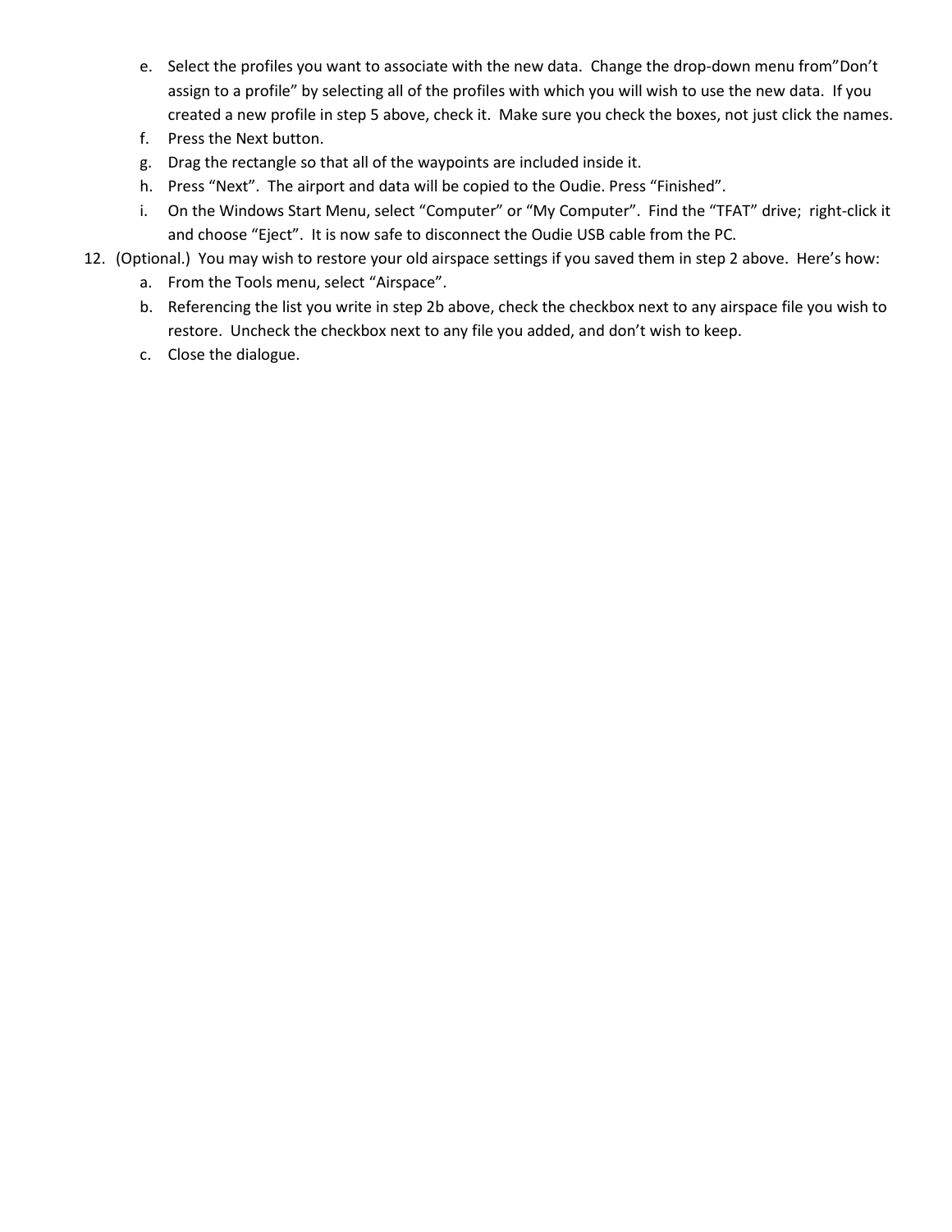e. Select the profiles you want to associate with the new data. Change the drop-down menu from"Don't assign to a profile" by selecting all of the profiles with which you will wish to use the new data. If you created a new profile in step 5 above, check it. Make sure you check the boxes, not just click the names.
   f. Press the Next button.
   g. Drag the rectangle so that all of the waypoints are included inside it.
   h. Press "Next". The airport and data will be copied to the Oudie. Press "Finished".
   i. On the Windows Start Menu, select "Computer" or "My Computer". Find the "TFAT" drive; right-click it and choose "Eject". It is now safe to disconnect the Oudie USB cable from the PC.

12. (Optional.) You may wish to restore your old airspace settings if you saved them in step 2 above. Here's how:
    a. From the Tools menu, select "Airspace".
    b. Referencing the list you write in step 2b above, check the checkbox next to any airspace file you wish to restore. Uncheck the checkbox next to any file you added, and don't wish to keep.
    c. Close the dialogue.